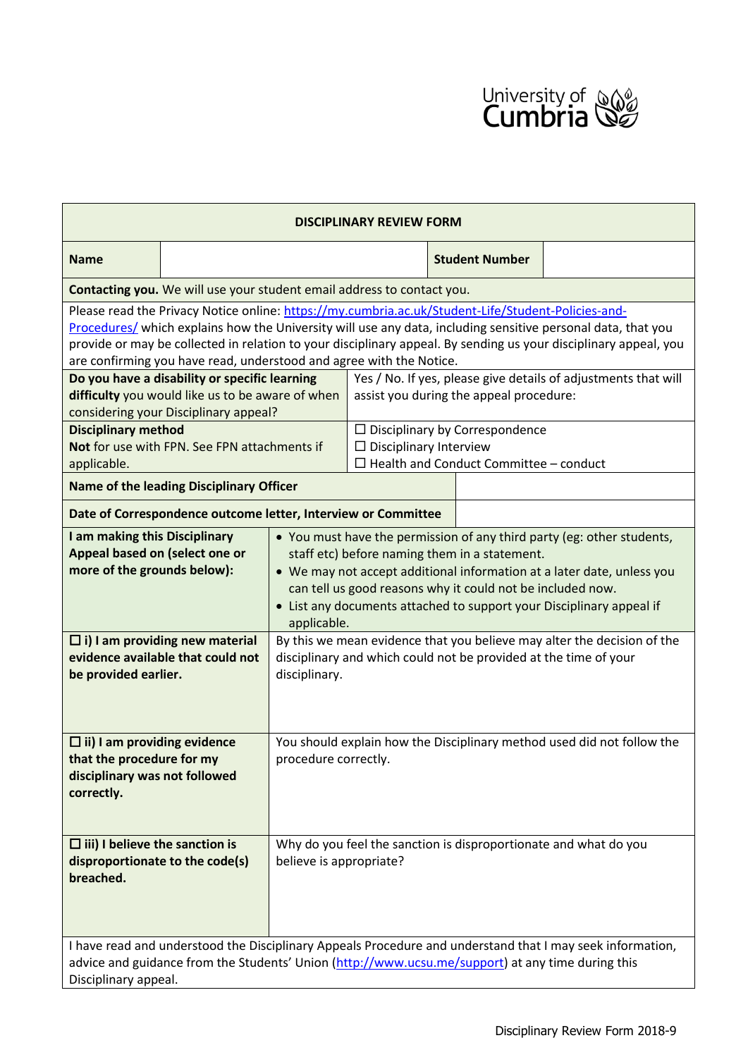University of Cumbria

| DISCIPLINARY REVIEW FORM | | | |
|---|---|---|---|
| **Name** | | **Student Number** | |
| **Contacting you.** We will use your student email address to contact you. | | | |
| Please read the Privacy Notice online: https://my.cumbria.ac.uk/Student-Life/Student-Policies-and-Procedures/ which explains how the University will use any data, including sensitive personal data, that you provide or may be collected in relation to your disciplinary appeal. By sending us your disciplinary appeal, you are confirming you have read, understood and agree with the Notice. | | | |
| **Do you have a disability or specific learning difficulty** you would like us to be aware of when considering your Disciplinary appeal? | Yes / No. If yes, please give details of adjustments that will assist you during the appeal procedure: | | |
| **Disciplinary method**<br>**Not** for use with FPN. See FPN attachments if applicable. | ☐ Disciplinary by Correspondence<br>☐ Disciplinary Interview<br>☐ Health and Conduct Committee – conduct | | |
| **Name of the leading Disciplinary Officer** | | | |
| **Date of Correspondence outcome letter, Interview or Committee** | | | |
| **I am making this Disciplinary Appeal based on (select one or more of the grounds below):** | • You must have the permission of any third party (eg: other students, staff etc) before naming them in a statement.<br>• We may not accept additional information at a later date, unless you can tell us good reasons why it could not be included now.<br>• List any documents attached to support your Disciplinary appeal if applicable. | | |
| **☐ i) I am providing new material evidence available that could not be provided earlier.** | By this we mean evidence that you believe may alter the decision of the disciplinary and which could not be provided at the time of your disciplinary. | | |
| **☐ ii) I am providing evidence that the procedure for my disciplinary was not followed correctly.** | You should explain how the Disciplinary method used did not follow the procedure correctly. | | |
| **☐ iii) I believe the sanction is disproportionate to the code(s) breached.** | Why do you feel the sanction is disproportionate and what do you believe is appropriate? | | |
| I have read and understood the Disciplinary Appeals Procedure and understand that I may seek information, advice and guidance from the Students' Union (http://www.ucsu.me/support) at any time during this Disciplinary appeal. | | | |

Disciplinary Review Form 2018-9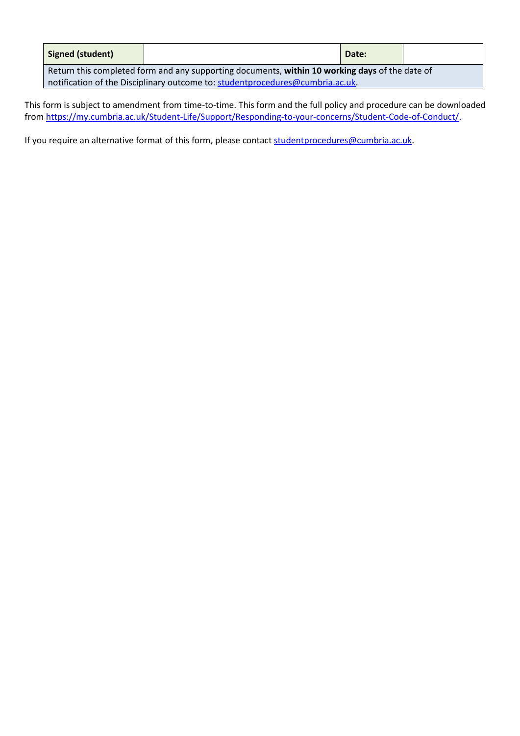| | | | |
|---|---|---|---|
| **Signed (student)** | | **Date:** | |
| Return this completed form and any supporting documents, **within 10 working days** of the date of notification of the Disciplinary outcome to: studentprocedures@cumbria.ac.uk. | | | |

This form is subject to amendment from time-to-time. This form and the full policy and procedure can be downloaded from https://my.cumbria.ac.uk/Student-Life/Support/Responding-to-your-concerns/Student-Code-of-Conduct/.

If you require an alternative format of this form, please contact studentprocedures@cumbria.ac.uk.